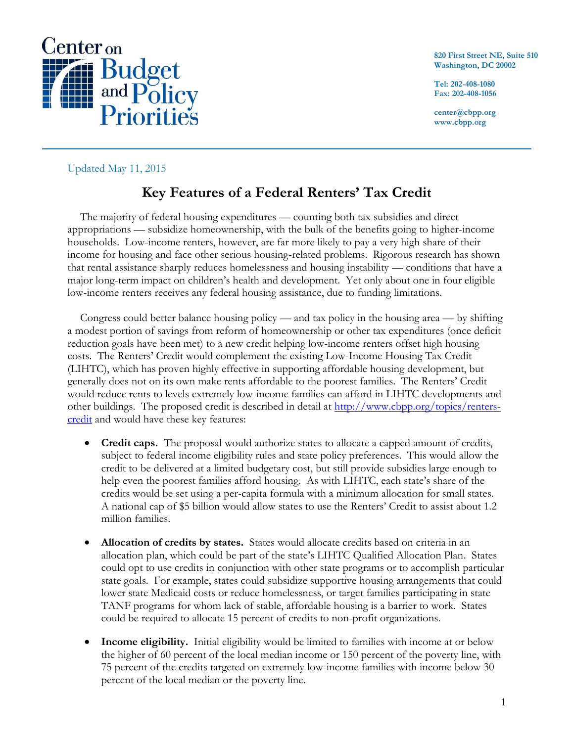Center on Budget and Policy Priorities

820 First Street NE, Suite 510
Washington, DC 20002

Tel: 202-408-1080
Fax: 202-408-1056

center@cbpp.org
www.cbpp.org

Updated May 11, 2015

# Key Features of a Federal Renters' Tax Credit

The majority of federal housing expenditures — counting both tax subsidies and direct appropriations — subsidize homeownership, with the bulk of the benefits going to higher-income households. Low-income renters, however, are far more likely to pay a very high share of their income for housing and face other serious housing-related problems. Rigorous research has shown that rental assistance sharply reduces homelessness and housing instability — conditions that have a major long-term impact on children's health and development. Yet only about one in four eligible low-income renters receives any federal housing assistance, due to funding limitations.

Congress could better balance housing policy — and tax policy in the housing area — by shifting a modest portion of savings from reform of homeownership or other tax expenditures (once deficit reduction goals have been met) to a new credit helping low-income renters offset high housing costs. The Renters' Credit would complement the existing Low-Income Housing Tax Credit (LIHTC), which has proven highly effective in supporting affordable housing development, but generally does not on its own make rents affordable to the poorest families. The Renters' Credit would reduce rents to levels extremely low-income families can afford in LIHTC developments and other buildings. The proposed credit is described in detail at http://www.cbpp.org/topics/renters-credit and would have these key features:

- **Credit caps.** The proposal would authorize states to allocate a capped amount of credits, subject to federal income eligibility rules and state policy preferences. This would allow the credit to be delivered at a limited budgetary cost, but still provide subsidies large enough to help even the poorest families afford housing. As with LIHTC, each state's share of the credits would be set using a per-capita formula with a minimum allocation for small states. A national cap of $5 billion would allow states to use the Renters' Credit to assist about 1.2 million families.

- **Allocation of credits by states.** States would allocate credits based on criteria in an allocation plan, which could be part of the state's LIHTC Qualified Allocation Plan. States could opt to use credits in conjunction with other state programs or to accomplish particular state goals. For example, states could subsidize supportive housing arrangements that could lower state Medicaid costs or reduce homelessness, or target families participating in state TANF programs for whom lack of stable, affordable housing is a barrier to work. States could be required to allocate 15 percent of credits to non-profit organizations.

- **Income eligibility.** Initial eligibility would be limited to families with income at or below the higher of 60 percent of the local median income or 150 percent of the poverty line, with 75 percent of the credits targeted on extremely low-income families with income below 30 percent of the local median or the poverty line.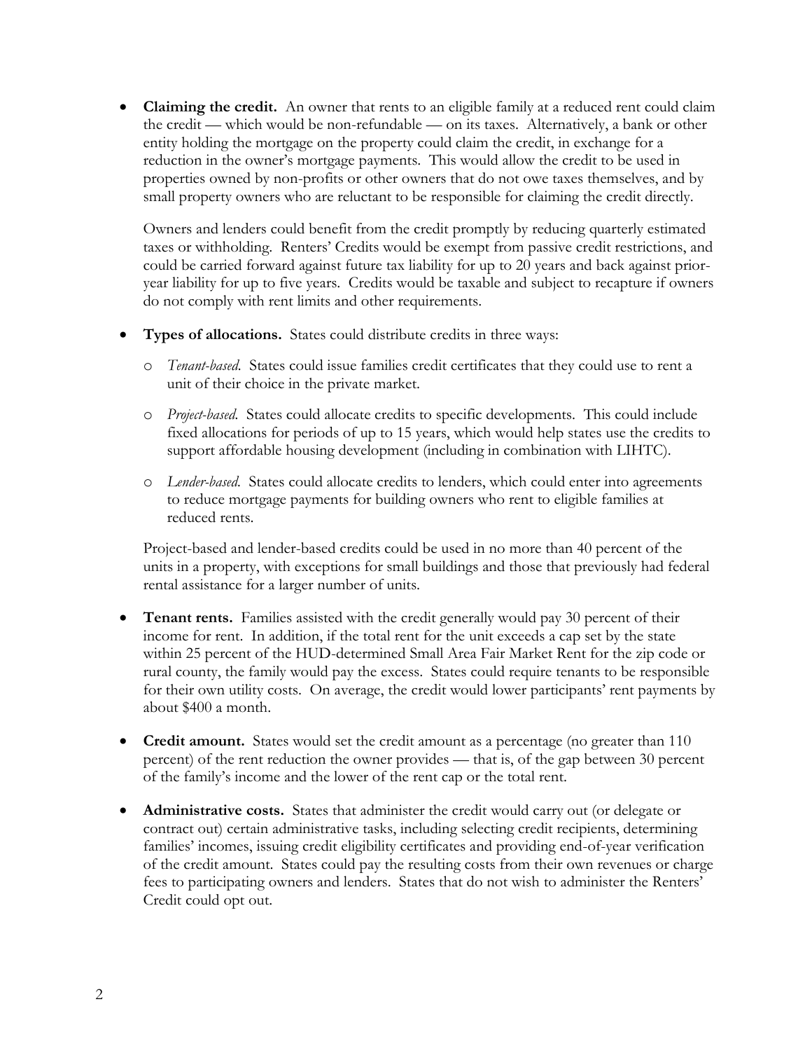- **Claiming the credit.** An owner that rents to an eligible family at a reduced rent could claim the credit — which would be non-refundable — on its taxes. Alternatively, a bank or other entity holding the mortgage on the property could claim the credit, in exchange for a reduction in the owner's mortgage payments. This would allow the credit to be used in properties owned by non-profits or other owners that do not owe taxes themselves, and by small property owners who are reluctant to be responsible for claiming the credit directly.

  Owners and lenders could benefit from the credit promptly by reducing quarterly estimated taxes or withholding. Renters' Credits would be exempt from passive credit restrictions, and could be carried forward against future tax liability for up to 20 years and back against prior-year liability for up to five years. Credits would be taxable and subject to recapture if owners do not comply with rent limits and other requirements.

- **Types of allocations.** States could distribute credits in three ways:
  - *Tenant-based.* States could issue families credit certificates that they could use to rent a unit of their choice in the private market.
  - *Project-based.* States could allocate credits to specific developments. This could include fixed allocations for periods of up to 15 years, which would help states use the credits to support affordable housing development (including in combination with LIHTC).
  - *Lender-based.* States could allocate credits to lenders, which could enter into agreements to reduce mortgage payments for building owners who rent to eligible families at reduced rents.

  Project-based and lender-based credits could be used in no more than 40 percent of the units in a property, with exceptions for small buildings and those that previously had federal rental assistance for a larger number of units.

- **Tenant rents.** Families assisted with the credit generally would pay 30 percent of their income for rent. In addition, if the total rent for the unit exceeds a cap set by the state within 25 percent of the HUD-determined Small Area Fair Market Rent for the zip code or rural county, the family would pay the excess. States could require tenants to be responsible for their own utility costs. On average, the credit would lower participants' rent payments by about $400 a month.

- **Credit amount.** States would set the credit amount as a percentage (no greater than 110 percent) of the rent reduction the owner provides — that is, of the gap between 30 percent of the family's income and the lower of the rent cap or the total rent.

- **Administrative costs.** States that administer the credit would carry out (or delegate or contract out) certain administrative tasks, including selecting credit recipients, determining families' incomes, issuing credit eligibility certificates and providing end-of-year verification of the credit amount. States could pay the resulting costs from their own revenues or charge fees to participating owners and lenders. States that do not wish to administer the Renters' Credit could opt out.